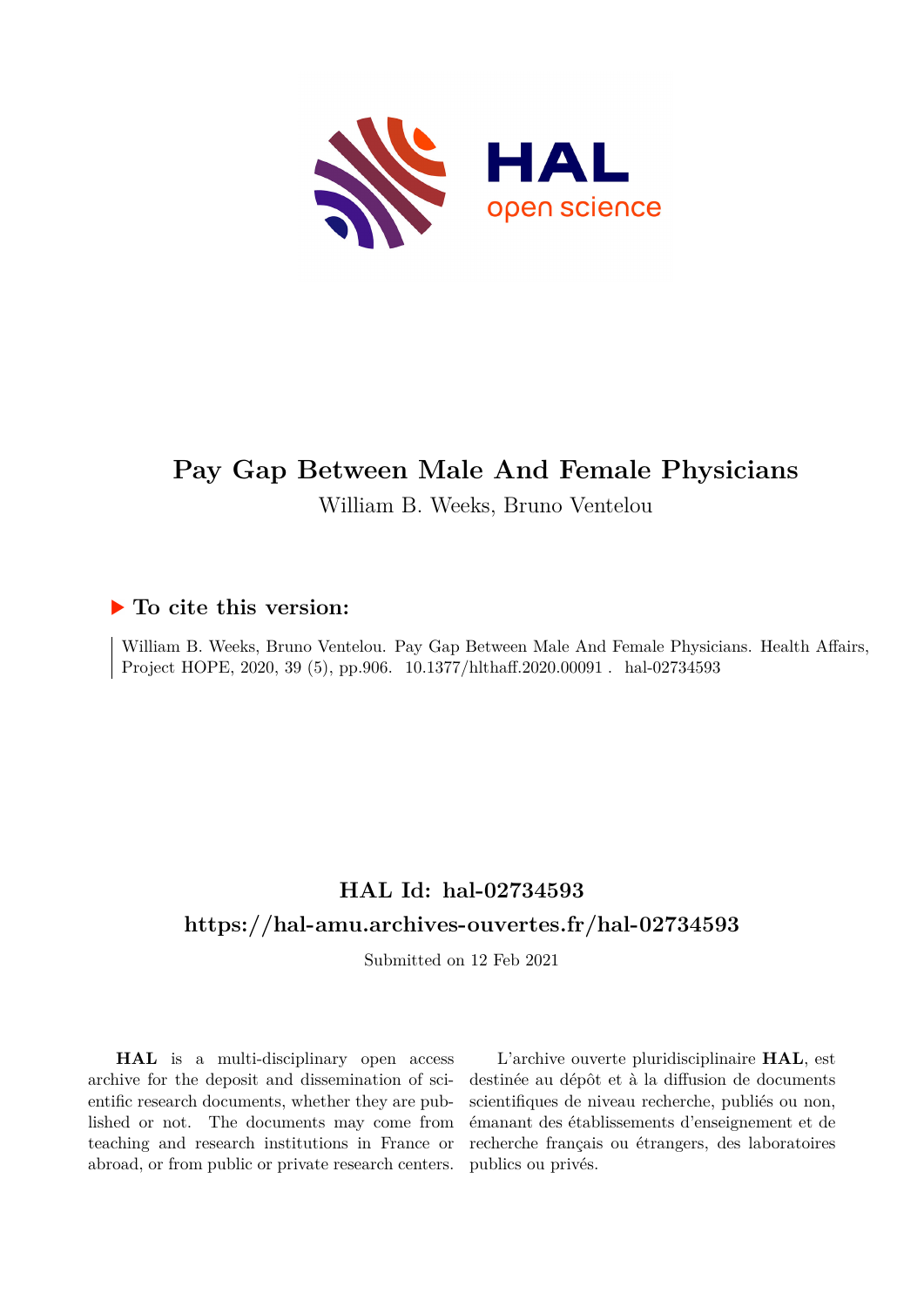# Pay Gap Between Male And Female Physicians

William B. Weeks, Bruno Ventelou

## ▶ To cite this version:

William B. Weeks, Bruno Ventelou. Pay Gap Between Male And Female Physicians. Health Affairs, Project HOPE, 2020, 39 (5), pp.906. 10.1377/hlthaff.2020.00091 . hal-02734593

## HAL Id: hal-02734593

## https://hal-amu.archives-ouvertes.fr/hal-02734593

Submitted on 12 Feb 2021

**HAL** is a multi-disciplinary open access archive for the deposit and dissemination of scientific research documents, whether they are published or not. The documents may come from teaching and research institutions in France or abroad, or from public or private research centers.

L'archive ouverte pluridisciplinaire **HAL**, est destinée au dépôt et à la diffusion de documents scientifiques de niveau recherche, publiés ou non, émanant des établissements d'enseignement et de recherche français ou étrangers, des laboratoires publics ou privés.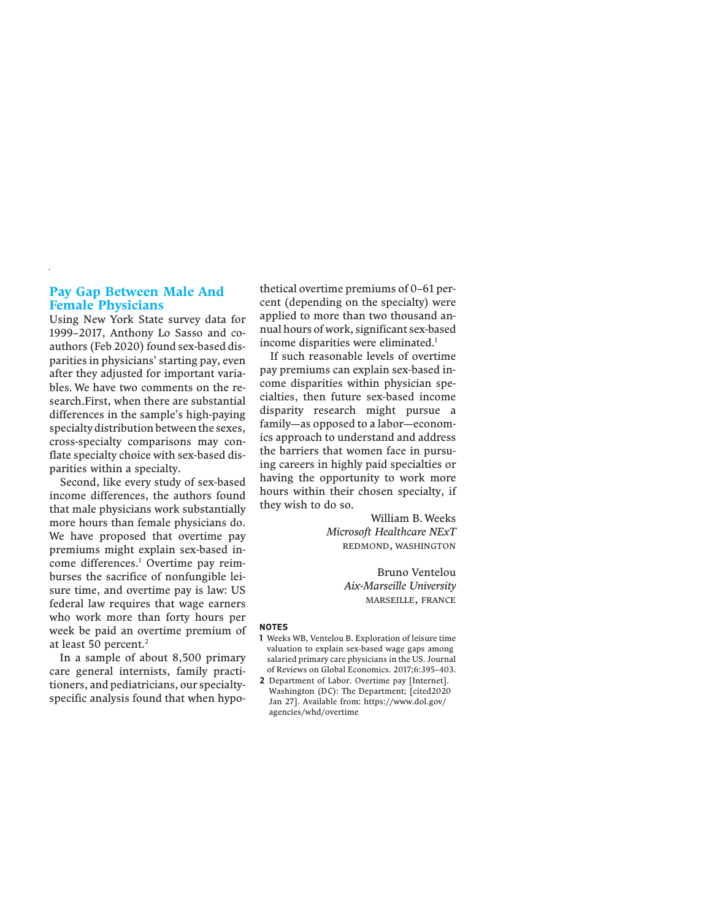## Pay Gap Between Male And Female Physicians

Using New York State survey data for 1999–2017, Anthony Lo Sasso and coauthors (Feb 2020) found sex-based disparities in physicians' starting pay, even after they adjusted for important variables. We have two comments on the research.First, when there are substantial differences in the sample's high-paying specialty distribution between the sexes, cross-specialty comparisons may conflate specialty choice with sex-based disparities within a specialty.

Second, like every study of sex-based income differences, the authors found that male physicians work substantially more hours than female physicians do. We have proposed that overtime pay premiums might explain sex-based income differences.[1] Overtime pay reimburses the sacrifice of nonfungible leisure time, and overtime pay is law: US federal law requires that wage earners who work more than forty hours per week be paid an overtime premium of at least 50 percent.[2]

In a sample of about 8,500 primary care general internists, family practitioners, and pediatricians, our specialty-specific analysis found that when hypothetical overtime premiums of 0–61 percent (depending on the specialty) were applied to more than two thousand annual hours of work, significant sex-based income disparities were eliminated.[1]

If such reasonable levels of overtime pay premiums can explain sex-based income disparities within physician specialties, then future sex-based income disparity research might pursue a family—as opposed to a labor—economics approach to understand and address the barriers that women face in pursuing careers in highly paid specialties or having the opportunity to work more hours within their chosen specialty, if they wish to do so.

William B. Weeks
*Microsoft Healthcare NExT*
REDMOND, WASHINGTON

Bruno Ventelou
*Aix-Marseille University*
MARSEILLE, FRANCE

**NOTES**

1 Weeks WB, Ventelou B. Exploration of leisure time valuation to explain sex-based wage gaps among salaried primary care physicians in the US. Journal of Reviews on Global Economics. 2017;6:395–403.

2 Department of Labor. Overtime pay [Internet]. Washington (DC): The Department; [cited2020 Jan 27]. Available from: https://www.dol.gov/agencies/whd/overtime